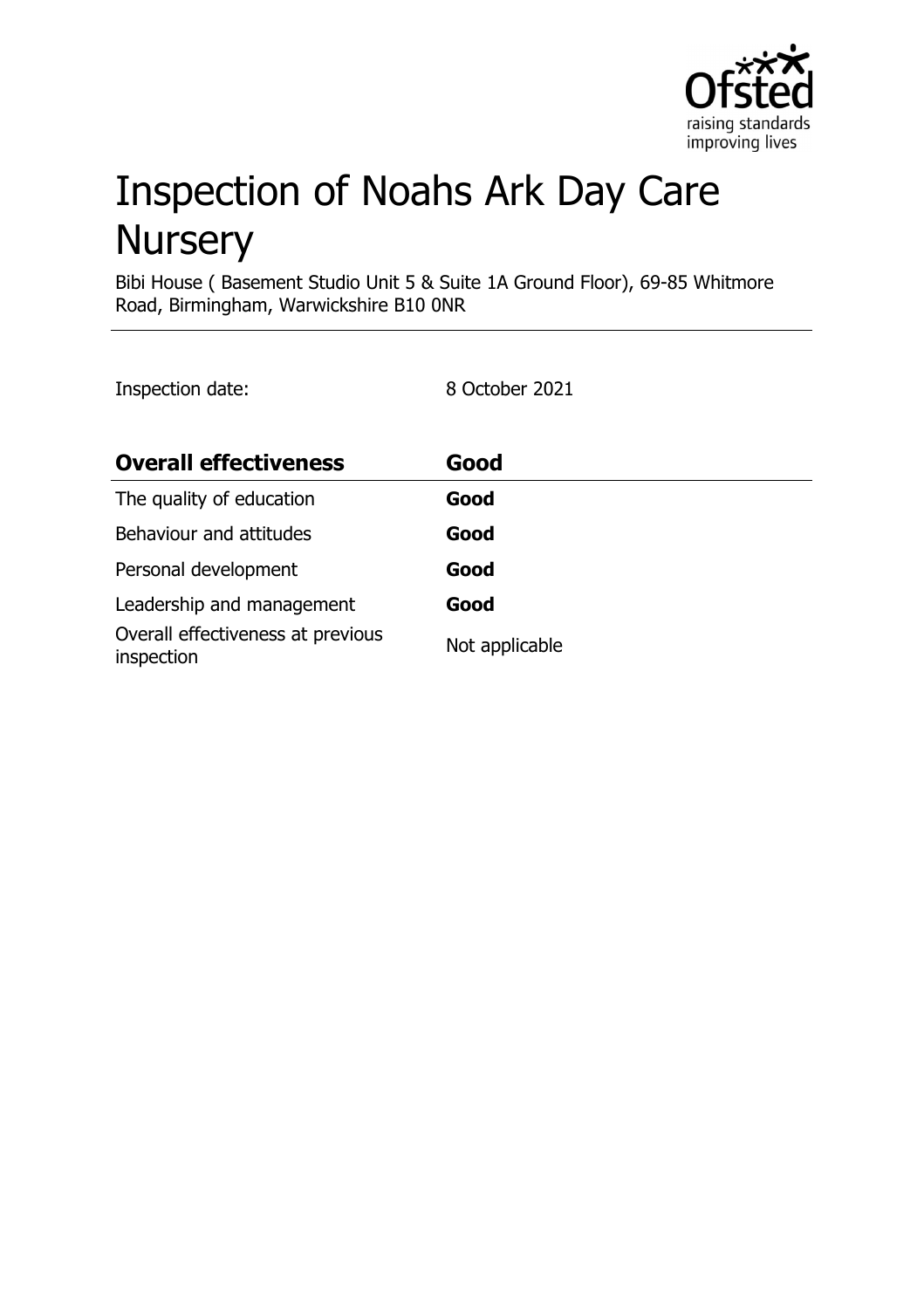# Inspection of Noahs Ark Day Care Nursery

Bibi House ( Basement Studio Unit 5 & Suite 1A Ground Floor), 69-85 Whitmore Road, Birmingham, Warwickshire B10 0NR

Inspection date: 8 October 2021

| **Overall effectiveness** | **Good** |
|---|---|
| The quality of education | **Good** |
| Behaviour and attitudes | **Good** |
| Personal development | **Good** |
| Leadership and management | **Good** |
| Overall effectiveness at previous inspection | Not applicable |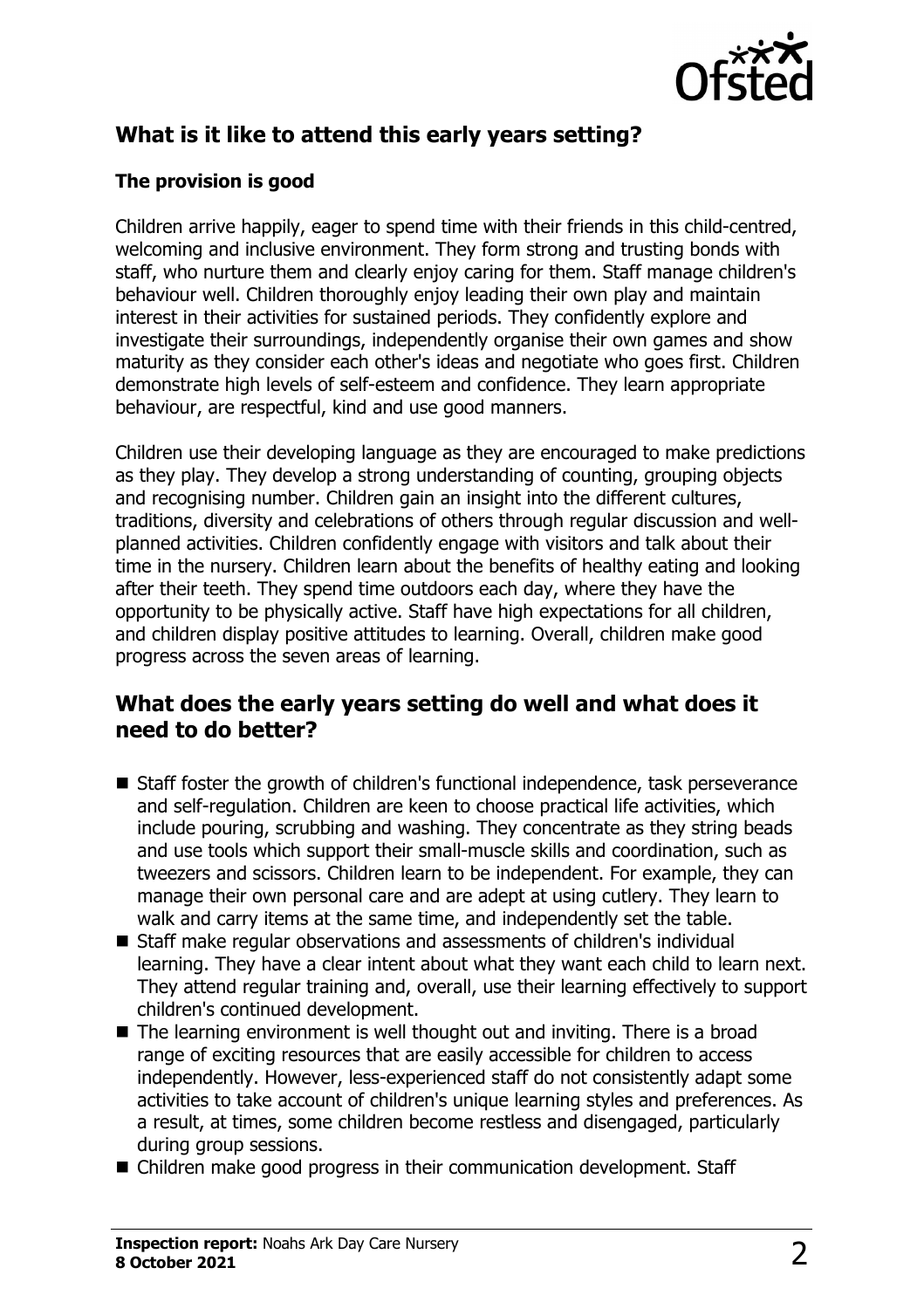## What is it like to attend this early years setting?

### The provision is good

Children arrive happily, eager to spend time with their friends in this child-centred, welcoming and inclusive environment. They form strong and trusting bonds with staff, who nurture them and clearly enjoy caring for them. Staff manage children's behaviour well. Children thoroughly enjoy leading their own play and maintain interest in their activities for sustained periods. They confidently explore and investigate their surroundings, independently organise their own games and show maturity as they consider each other's ideas and negotiate who goes first. Children demonstrate high levels of self-esteem and confidence. They learn appropriate behaviour, are respectful, kind and use good manners.

Children use their developing language as they are encouraged to make predictions as they play. They develop a strong understanding of counting, grouping objects and recognising number. Children gain an insight into the different cultures, traditions, diversity and celebrations of others through regular discussion and well-planned activities. Children confidently engage with visitors and talk about their time in the nursery. Children learn about the benefits of healthy eating and looking after their teeth. They spend time outdoors each day, where they have the opportunity to be physically active. Staff have high expectations for all children, and children display positive attitudes to learning. Overall, children make good progress across the seven areas of learning.

## What does the early years setting do well and what does it need to do better?

- Staff foster the growth of children's functional independence, task perseverance and self-regulation. Children are keen to choose practical life activities, which include pouring, scrubbing and washing. They concentrate as they string beads and use tools which support their small-muscle skills and coordination, such as tweezers and scissors. Children learn to be independent. For example, they can manage their own personal care and are adept at using cutlery. They learn to walk and carry items at the same time, and independently set the table.
- Staff make regular observations and assessments of children's individual learning. They have a clear intent about what they want each child to learn next. They attend regular training and, overall, use their learning effectively to support children's continued development.
- The learning environment is well thought out and inviting. There is a broad range of exciting resources that are easily accessible for children to access independently. However, less-experienced staff do not consistently adapt some activities to take account of children's unique learning styles and preferences. As a result, at times, some children become restless and disengaged, particularly during group sessions.
- Children make good progress in their communication development. Staff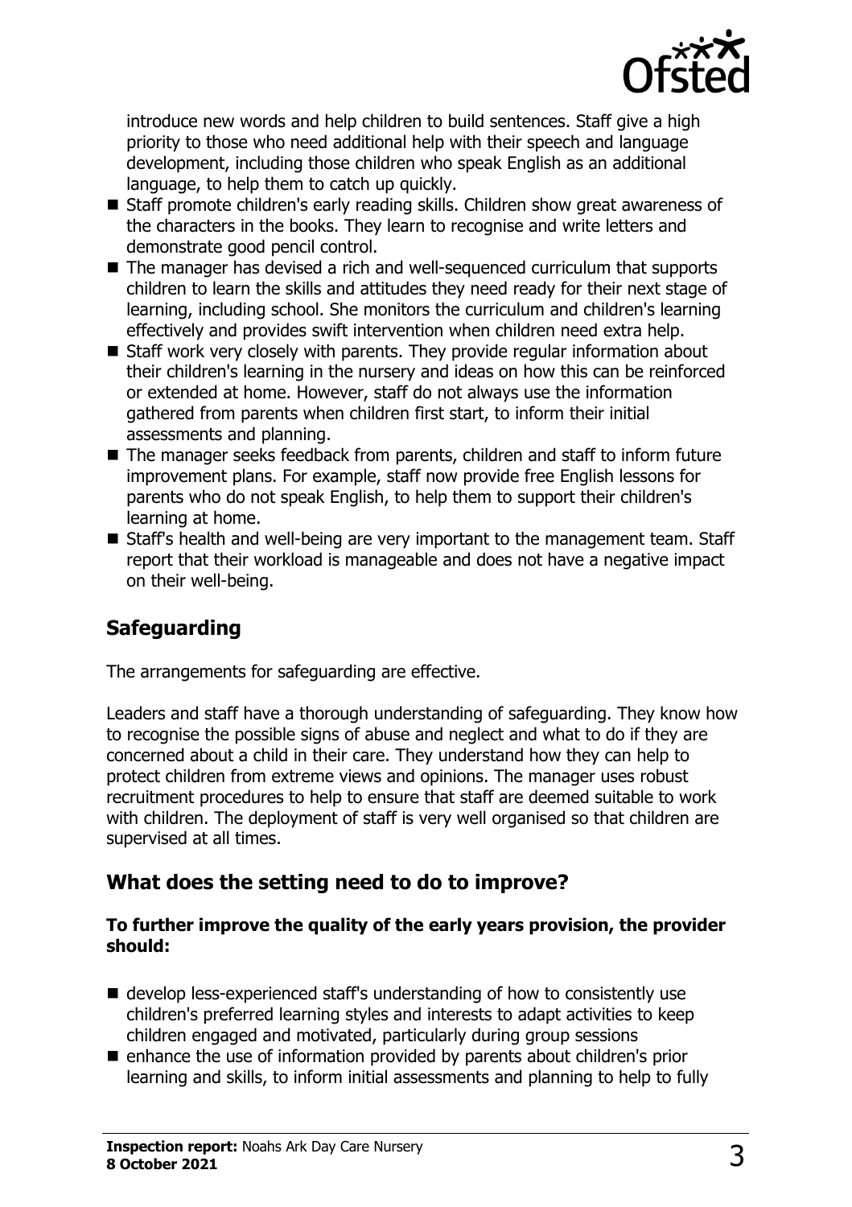introduce new words and help children to build sentences. Staff give a high priority to those who need additional help with their speech and language development, including those children who speak English as an additional language, to help them to catch up quickly.

- Staff promote children's early reading skills. Children show great awareness of the characters in the books. They learn to recognise and write letters and demonstrate good pencil control.
- The manager has devised a rich and well-sequenced curriculum that supports children to learn the skills and attitudes they need ready for their next stage of learning, including school. She monitors the curriculum and children's learning effectively and provides swift intervention when children need extra help.
- Staff work very closely with parents. They provide regular information about their children's learning in the nursery and ideas on how this can be reinforced or extended at home. However, staff do not always use the information gathered from parents when children first start, to inform their initial assessments and planning.
- The manager seeks feedback from parents, children and staff to inform future improvement plans. For example, staff now provide free English lessons for parents who do not speak English, to help them to support their children's learning at home.
- Staff's health and well-being are very important to the management team. Staff report that their workload is manageable and does not have a negative impact on their well-being.

## Safeguarding

The arrangements for safeguarding are effective.

Leaders and staff have a thorough understanding of safeguarding. They know how to recognise the possible signs of abuse and neglect and what to do if they are concerned about a child in their care. They understand how they can help to protect children from extreme views and opinions. The manager uses robust recruitment procedures to help to ensure that staff are deemed suitable to work with children. The deployment of staff is very well organised so that children are supervised at all times.

## What does the setting need to do to improve?

**To further improve the quality of the early years provision, the provider should:**

- develop less-experienced staff's understanding of how to consistently use children's preferred learning styles and interests to adapt activities to keep children engaged and motivated, particularly during group sessions
- enhance the use of information provided by parents about children's prior learning and skills, to inform initial assessments and planning to help to fully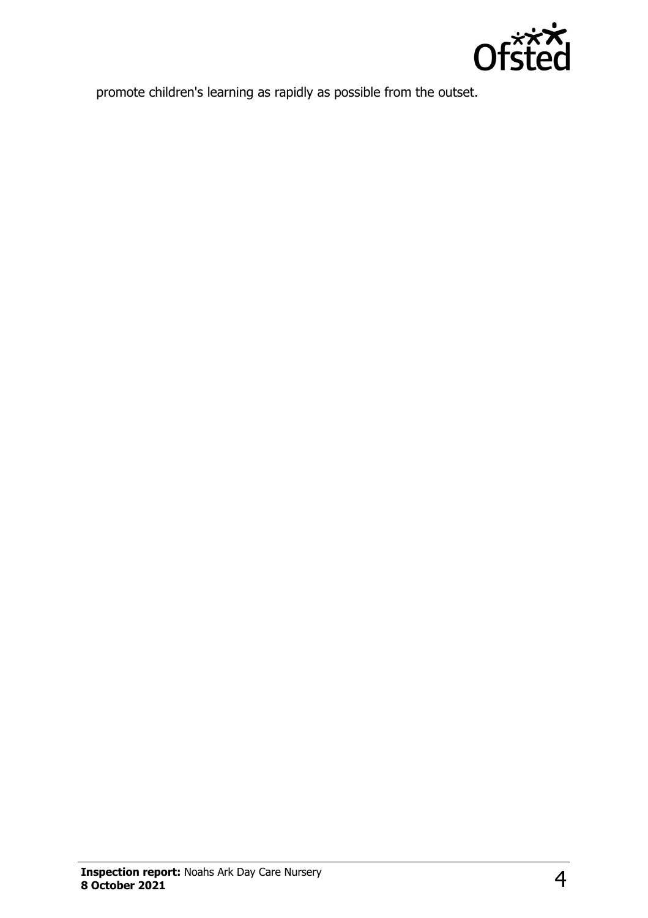promote children's learning as rapidly as possible from the outset.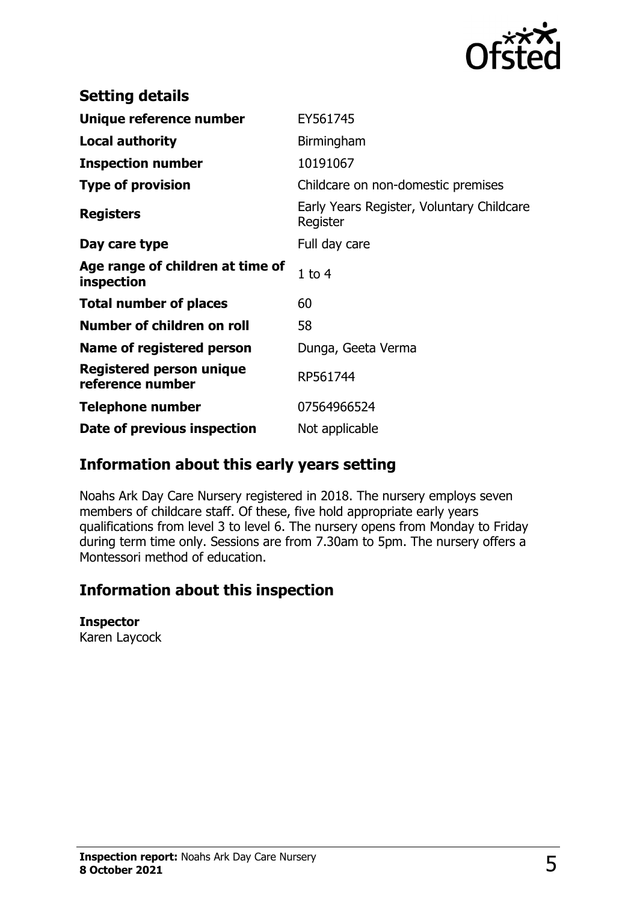## Setting details

| | |
|---|---|
| **Unique reference number** | EY561745 |
| **Local authority** | Birmingham |
| **Inspection number** | 10191067 |
| **Type of provision** | Childcare on non-domestic premises |
| **Registers** | Early Years Register, Voluntary Childcare Register |
| **Day care type** | Full day care |
| **Age range of children at time of inspection** | 1 to 4 |
| **Total number of places** | 60 |
| **Number of children on roll** | 58 |
| **Name of registered person** | Dunga, Geeta Verma |
| **Registered person unique reference number** | RP561744 |
| **Telephone number** | 07564966524 |
| **Date of previous inspection** | Not applicable |

## Information about this early years setting

Noahs Ark Day Care Nursery registered in 2018. The nursery employs seven members of childcare staff. Of these, five hold appropriate early years qualifications from level 3 to level 6. The nursery opens from Monday to Friday during term time only. Sessions are from 7.30am to 5pm. The nursery offers a Montessori method of education.

## Information about this inspection

**Inspector**
Karen Laycock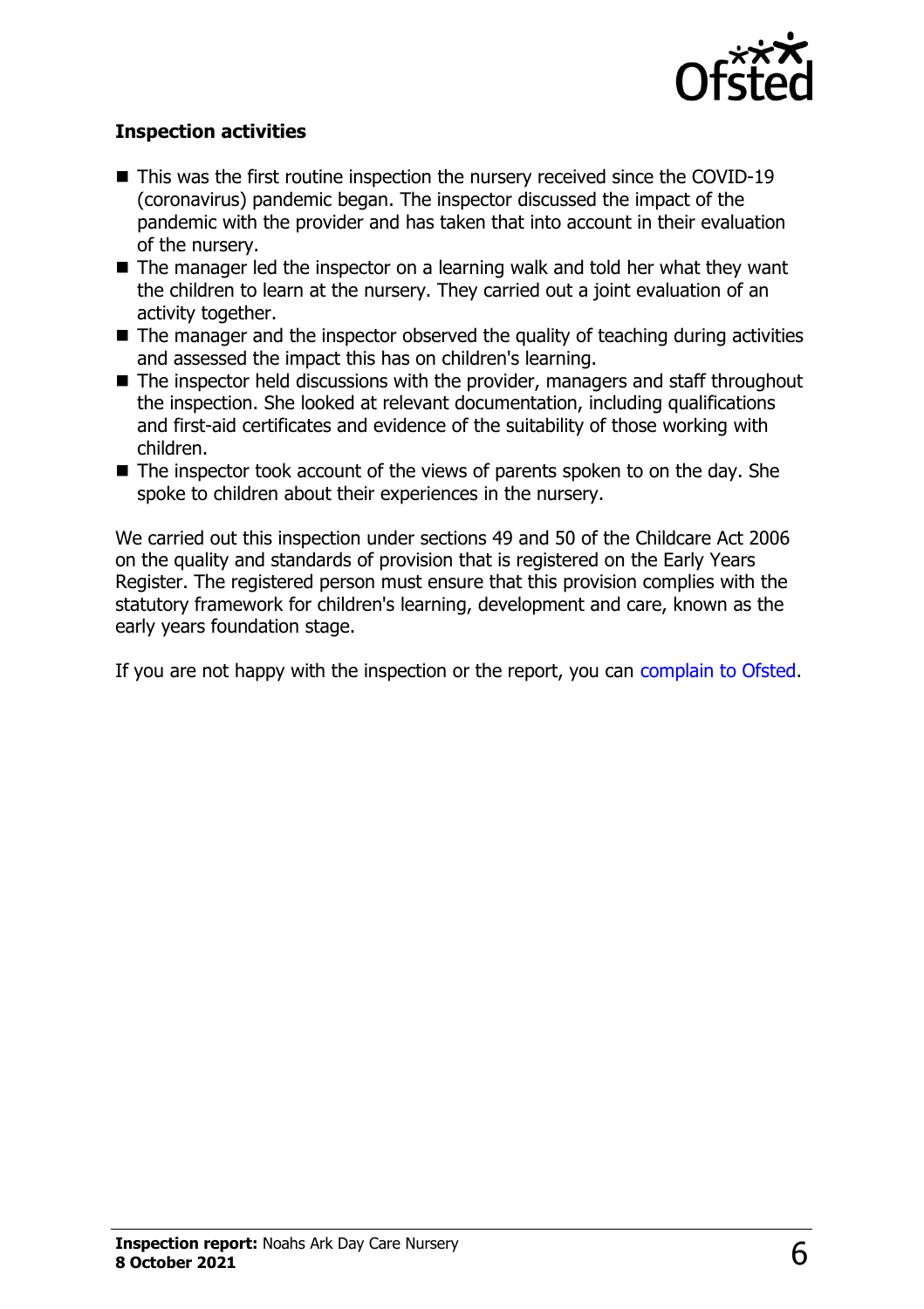### Inspection activities

- This was the first routine inspection the nursery received since the COVID-19 (coronavirus) pandemic began. The inspector discussed the impact of the pandemic with the provider and has taken that into account in their evaluation of the nursery.
- The manager led the inspector on a learning walk and told her what they want the children to learn at the nursery. They carried out a joint evaluation of an activity together.
- The manager and the inspector observed the quality of teaching during activities and assessed the impact this has on children's learning.
- The inspector held discussions with the provider, managers and staff throughout the inspection. She looked at relevant documentation, including qualifications and first-aid certificates and evidence of the suitability of those working with children.
- The inspector took account of the views of parents spoken to on the day. She spoke to children about their experiences in the nursery.

We carried out this inspection under sections 49 and 50 of the Childcare Act 2006 on the quality and standards of provision that is registered on the Early Years Register. The registered person must ensure that this provision complies with the statutory framework for children's learning, development and care, known as the early years foundation stage.

If you are not happy with the inspection or the report, you can complain to Ofsted.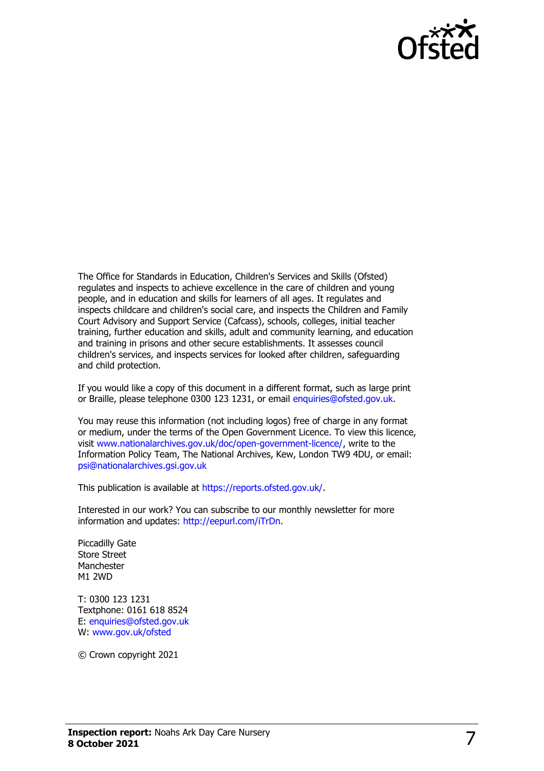The Office for Standards in Education, Children's Services and Skills (Ofsted) regulates and inspects to achieve excellence in the care of children and young people, and in education and skills for learners of all ages. It regulates and inspects childcare and children's social care, and inspects the Children and Family Court Advisory and Support Service (Cafcass), schools, colleges, initial teacher training, further education and skills, adult and community learning, and education and training in prisons and other secure establishments. It assesses council children's services, and inspects services for looked after children, safeguarding and child protection.

If you would like a copy of this document in a different format, such as large print or Braille, please telephone 0300 123 1231, or email enquiries@ofsted.gov.uk.

You may reuse this information (not including logos) free of charge in any format or medium, under the terms of the Open Government Licence. To view this licence, visit www.nationalarchives.gov.uk/doc/open-government-licence/, write to the Information Policy Team, The National Archives, Kew, London TW9 4DU, or email: psi@nationalarchives.gsi.gov.uk

This publication is available at https://reports.ofsted.gov.uk/.

Interested in our work? You can subscribe to our monthly newsletter for more information and updates: http://eepurl.com/iTrDn.

Piccadilly Gate
Store Street
Manchester
M1 2WD

T: 0300 123 1231
Textphone: 0161 618 8524
E: enquiries@ofsted.gov.uk
W: www.gov.uk/ofsted

© Crown copyright 2021